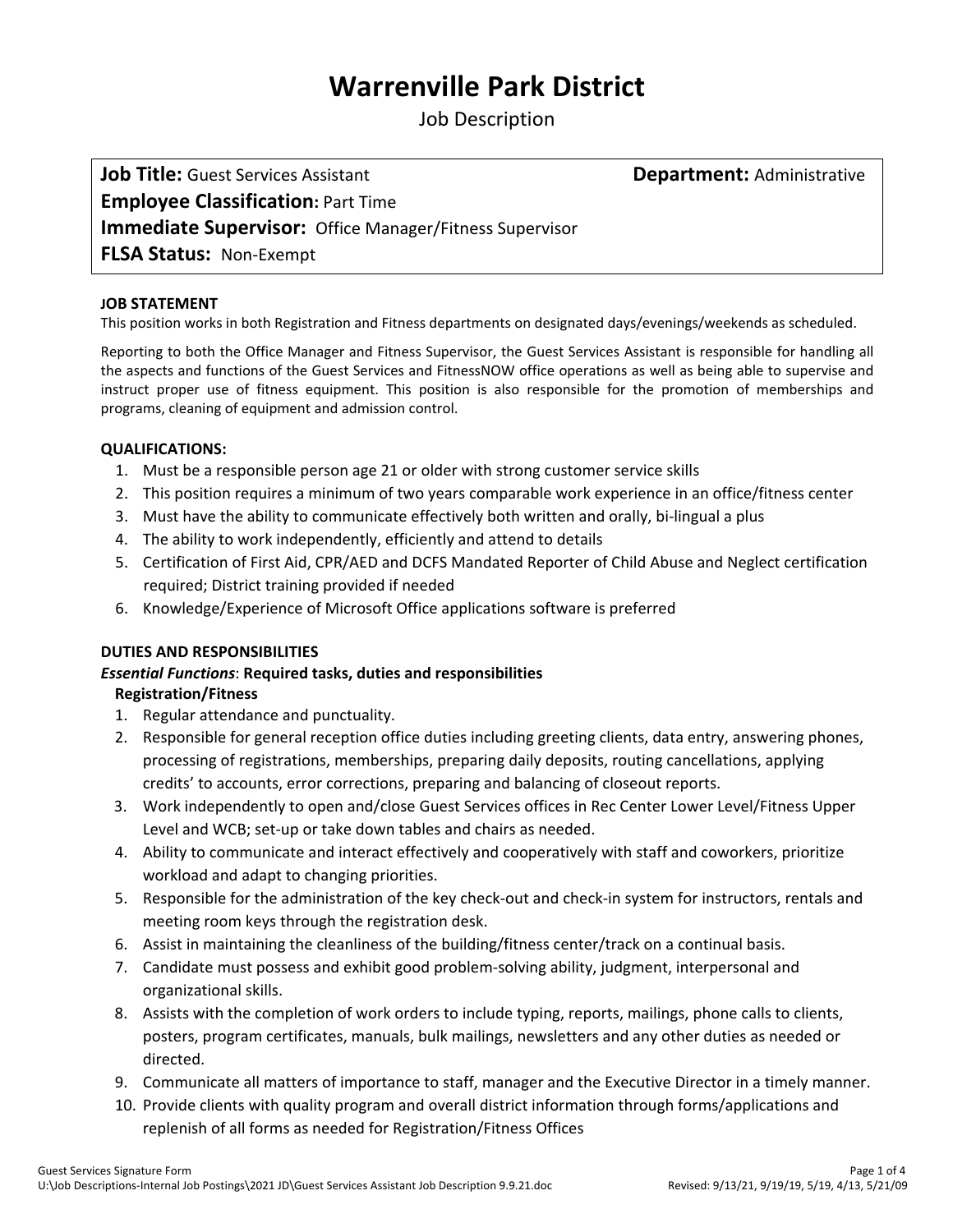# Warrenville Park District

## Job Description

**Job Title:** Guest Services Assistant **Department:** Administrative
**Employee Classification:** Part Time
**Immediate Supervisor:** Office Manager/Fitness Supervisor
**FLSA Status:** Non-Exempt

### JOB STATEMENT

This position works in both Registration and Fitness departments on designated days/evenings/weekends as scheduled.

Reporting to both the Office Manager and Fitness Supervisor, the Guest Services Assistant is responsible for handling all the aspects and functions of the Guest Services and FitnessNOW office operations as well as being able to supervise and instruct proper use of fitness equipment. This position is also responsible for the promotion of memberships and programs, cleaning of equipment and admission control.

### QUALIFICATIONS:

1. Must be a responsible person age 21 or older with strong customer service skills
2. This position requires a minimum of two years comparable work experience in an office/fitness center
3. Must have the ability to communicate effectively both written and orally, bi-lingual a plus
4. The ability to work independently, efficiently and attend to details
5. Certification of First Aid, CPR/AED and DCFS Mandated Reporter of Child Abuse and Neglect certification required; District training provided if needed
6. Knowledge/Experience of Microsoft Office applications software is preferred

### DUTIES AND RESPONSIBILITIES

***Essential Functions*: Required tasks, duties and responsibilities**

**Registration/Fitness**

1. Regular attendance and punctuality.
2. Responsible for general reception office duties including greeting clients, data entry, answering phones, processing of registrations, memberships, preparing daily deposits, routing cancellations, applying credits' to accounts, error corrections, preparing and balancing of closeout reports.
3. Work independently to open and/close Guest Services offices in Rec Center Lower Level/Fitness Upper Level and WCB; set-up or take down tables and chairs as needed.
4. Ability to communicate and interact effectively and cooperatively with staff and coworkers, prioritize workload and adapt to changing priorities.
5. Responsible for the administration of the key check-out and check-in system for instructors, rentals and meeting room keys through the registration desk.
6. Assist in maintaining the cleanliness of the building/fitness center/track on a continual basis.
7. Candidate must possess and exhibit good problem-solving ability, judgment, interpersonal and organizational skills.
8. Assists with the completion of work orders to include typing, reports, mailings, phone calls to clients, posters, program certificates, manuals, bulk mailings, newsletters and any other duties as needed or directed.
9. Communicate all matters of importance to staff, manager and the Executive Director in a timely manner.
10. Provide clients with quality program and overall district information through forms/applications and replenish of all forms as needed for Registration/Fitness Offices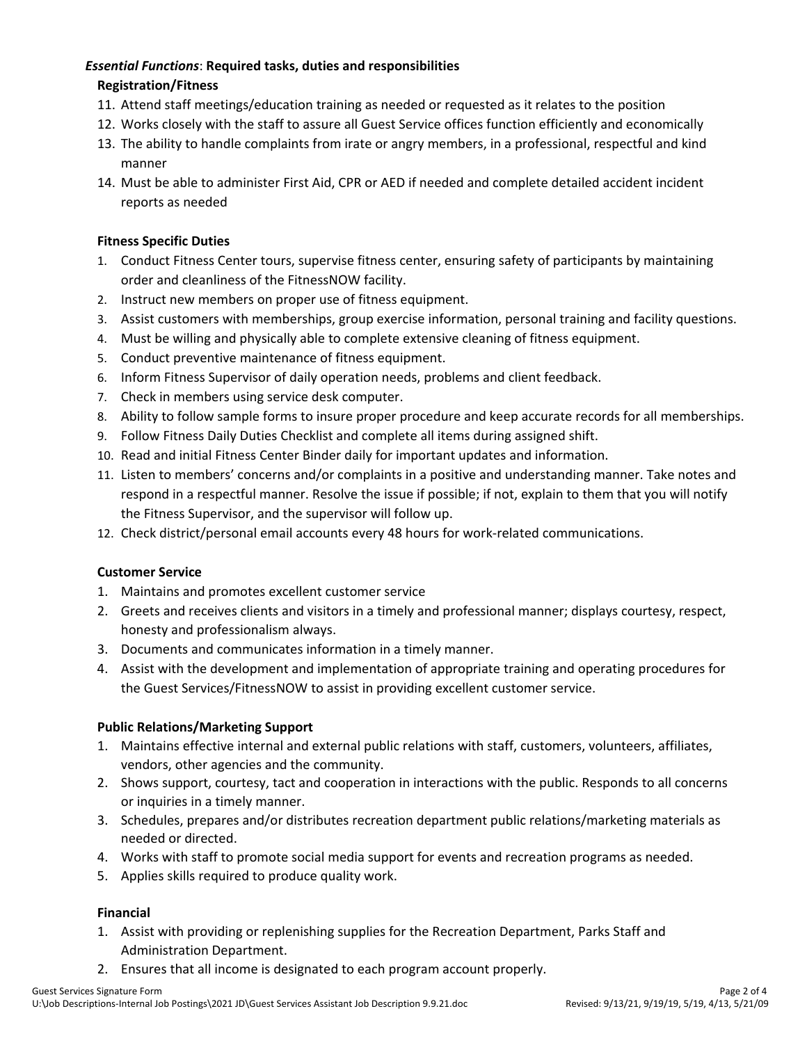***Essential Functions*: Required tasks, duties and responsibilities**

**Registration/Fitness**

11. Attend staff meetings/education training as needed or requested as it relates to the position
12. Works closely with the staff to assure all Guest Service offices function efficiently and economically
13. The ability to handle complaints from irate or angry members, in a professional, respectful and kind manner
14. Must be able to administer First Aid, CPR or AED if needed and complete detailed accident incident reports as needed

**Fitness Specific Duties**

1. Conduct Fitness Center tours, supervise fitness center, ensuring safety of participants by maintaining order and cleanliness of the FitnessNOW facility.
2. Instruct new members on proper use of fitness equipment.
3. Assist customers with memberships, group exercise information, personal training and facility questions.
4. Must be willing and physically able to complete extensive cleaning of fitness equipment.
5. Conduct preventive maintenance of fitness equipment.
6. Inform Fitness Supervisor of daily operation needs, problems and client feedback.
7. Check in members using service desk computer.
8. Ability to follow sample forms to insure proper procedure and keep accurate records for all memberships.
9. Follow Fitness Daily Duties Checklist and complete all items during assigned shift.
10. Read and initial Fitness Center Binder daily for important updates and information.
11. Listen to members' concerns and/or complaints in a positive and understanding manner. Take notes and respond in a respectful manner. Resolve the issue if possible; if not, explain to them that you will notify the Fitness Supervisor, and the supervisor will follow up.
12. Check district/personal email accounts every 48 hours for work-related communications.

**Customer Service**

1. Maintains and promotes excellent customer service
2. Greets and receives clients and visitors in a timely and professional manner; displays courtesy, respect, honesty and professionalism always.
3. Documents and communicates information in a timely manner.
4. Assist with the development and implementation of appropriate training and operating procedures for the Guest Services/FitnessNOW to assist in providing excellent customer service.

**Public Relations/Marketing Support**

1. Maintains effective internal and external public relations with staff, customers, volunteers, affiliates, vendors, other agencies and the community.
2. Shows support, courtesy, tact and cooperation in interactions with the public. Responds to all concerns or inquiries in a timely manner.
3. Schedules, prepares and/or distributes recreation department public relations/marketing materials as needed or directed.
4. Works with staff to promote social media support for events and recreation programs as needed.
5. Applies skills required to produce quality work.

**Financial**

1. Assist with providing or replenishing supplies for the Recreation Department, Parks Staff and Administration Department.
2. Ensures that all income is designated to each program account properly.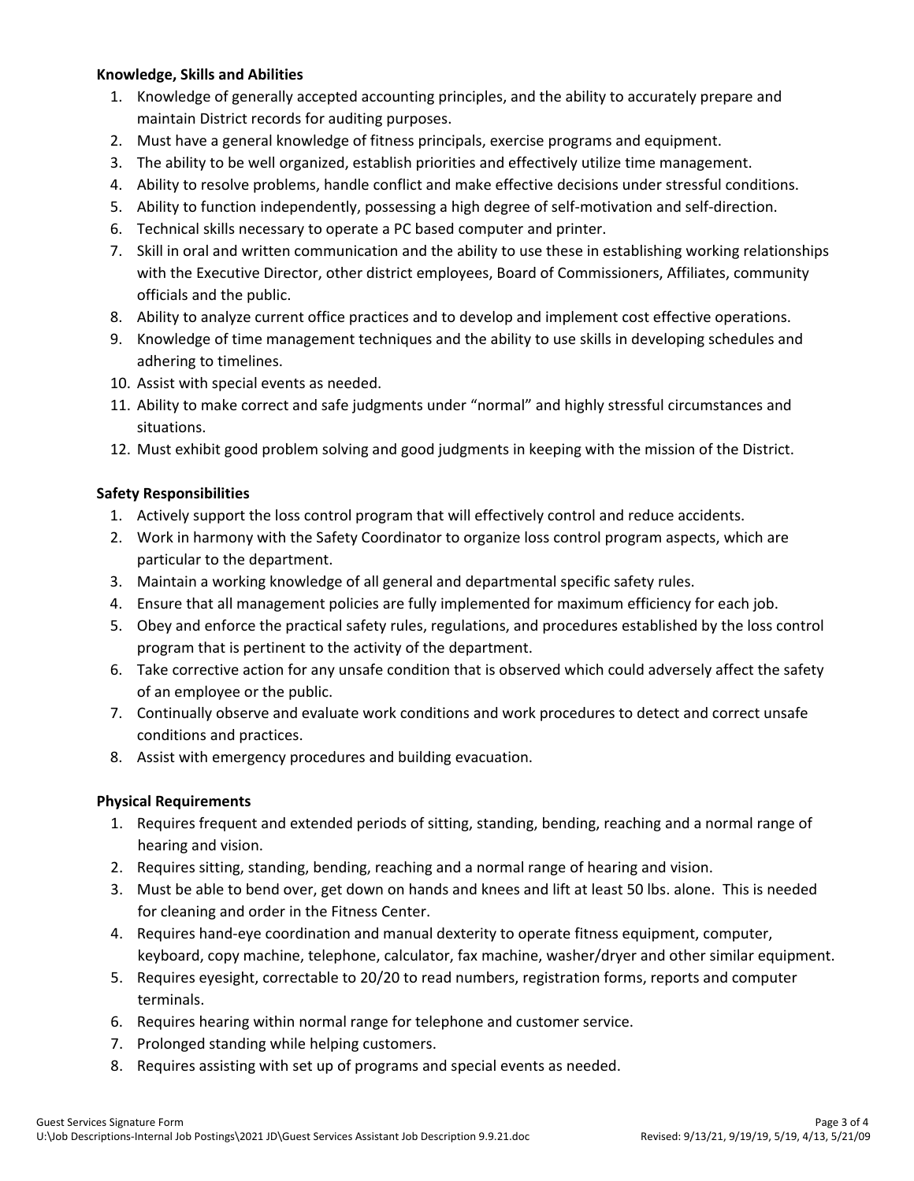**Knowledge, Skills and Abilities**

1. Knowledge of generally accepted accounting principles, and the ability to accurately prepare and maintain District records for auditing purposes.
2. Must have a general knowledge of fitness principals, exercise programs and equipment.
3. The ability to be well organized, establish priorities and effectively utilize time management.
4. Ability to resolve problems, handle conflict and make effective decisions under stressful conditions.
5. Ability to function independently, possessing a high degree of self-motivation and self-direction.
6. Technical skills necessary to operate a PC based computer and printer.
7. Skill in oral and written communication and the ability to use these in establishing working relationships with the Executive Director, other district employees, Board of Commissioners, Affiliates, community officials and the public.
8. Ability to analyze current office practices and to develop and implement cost effective operations.
9. Knowledge of time management techniques and the ability to use skills in developing schedules and adhering to timelines.
10. Assist with special events as needed.
11. Ability to make correct and safe judgments under "normal" and highly stressful circumstances and situations.
12. Must exhibit good problem solving and good judgments in keeping with the mission of the District.

**Safety Responsibilities**

1. Actively support the loss control program that will effectively control and reduce accidents.
2. Work in harmony with the Safety Coordinator to organize loss control program aspects, which are particular to the department.
3. Maintain a working knowledge of all general and departmental specific safety rules.
4. Ensure that all management policies are fully implemented for maximum efficiency for each job.
5. Obey and enforce the practical safety rules, regulations, and procedures established by the loss control program that is pertinent to the activity of the department.
6. Take corrective action for any unsafe condition that is observed which could adversely affect the safety of an employee or the public.
7. Continually observe and evaluate work conditions and work procedures to detect and correct unsafe conditions and practices.
8. Assist with emergency procedures and building evacuation.

**Physical Requirements**

1. Requires frequent and extended periods of sitting, standing, bending, reaching and a normal range of hearing and vision.
2. Requires sitting, standing, bending, reaching and a normal range of hearing and vision.
3. Must be able to bend over, get down on hands and knees and lift at least 50 lbs. alone. This is needed for cleaning and order in the Fitness Center.
4. Requires hand-eye coordination and manual dexterity to operate fitness equipment, computer, keyboard, copy machine, telephone, calculator, fax machine, washer/dryer and other similar equipment.
5. Requires eyesight, correctable to 20/20 to read numbers, registration forms, reports and computer terminals.
6. Requires hearing within normal range for telephone and customer service.
7. Prolonged standing while helping customers.
8. Requires assisting with set up of programs and special events as needed.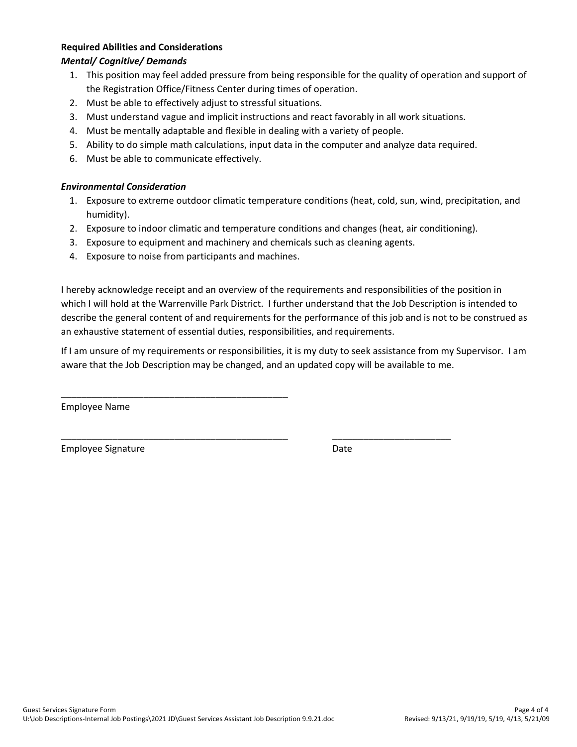**Required Abilities and Considerations**

***Mental/ Cognitive/ Demands***

1. This position may feel added pressure from being responsible for the quality of operation and support of the Registration Office/Fitness Center during times of operation.
2. Must be able to effectively adjust to stressful situations.
3. Must understand vague and implicit instructions and react favorably in all work situations.
4. Must be mentally adaptable and flexible in dealing with a variety of people.
5. Ability to do simple math calculations, input data in the computer and analyze data required.
6. Must be able to communicate effectively.

***Environmental Consideration***

1. Exposure to extreme outdoor climatic temperature conditions (heat, cold, sun, wind, precipitation, and humidity).
2. Exposure to indoor climatic and temperature conditions and changes (heat, air conditioning).
3. Exposure to equipment and machinery and chemicals such as cleaning agents.
4. Exposure to noise from participants and machines.

I hereby acknowledge receipt and an overview of the requirements and responsibilities of the position in which I will hold at the Warrenville Park District. I further understand that the Job Description is intended to describe the general content of and requirements for the performance of this job and is not to be construed as an exhaustive statement of essential duties, responsibilities, and requirements.

If I am unsure of my requirements or responsibilities, it is my duty to seek assistance from my Supervisor. I am aware that the Job Description may be changed, and an updated copy will be available to me.

_____________________________________________

Employee Name

_____________________________________________ _______________________

Employee Signature Date